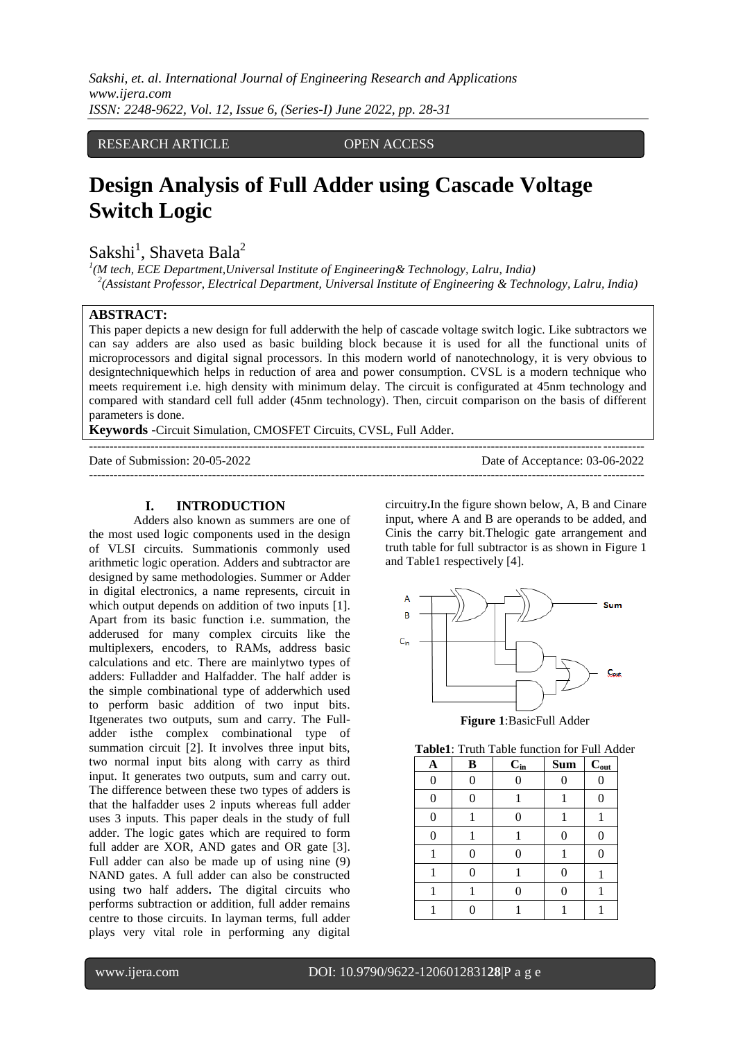RESEARCH ARTICLE OPEN ACCESS

# Design Analysis of Full Adder using Cascade Voltage Switch Logic

Sakshi[1], Shaveta Bala[2]

[1](M tech, ECE Department,Universal Institute of Engineering& Technology, Lalru, India)
[2](Assistant Professor, Electrical Department, Universal Institute of Engineering & Technology, Lalru, India)

**ABSTRACT:**
This paper depicts a new design for full adderwith the help of cascade voltage switch logic. Like subtractors we can say adders are also used as basic building block because it is used for all the functional units of microprocessors and digital signal processors. In this modern world of nanotechnology, it is very obvious to designtechniquewhich helps in reduction of area and power consumption. CVSL is a modern technique who meets requirement i.e. high density with minimum delay. The circuit is configurated at 45nm technology and compared with standard cell full adder (45nm technology). Then, circuit comparison on the basis of different parameters is done.

**Keywords -**Circuit Simulation, CMOSFET Circuits, CVSL, Full Adder.

Date of Submission: 20-05-2022 Date of Acceptance: 03-06-2022

## I. INTRODUCTION

Adders also known as summers are one of the most used logic components used in the design of VLSI circuits. Summationis commonly used arithmetic logic operation. Adders and subtractor are designed by same methodologies. Summer or Adder in digital electronics, a name represents, circuit in which output depends on addition of two inputs [1]. Apart from its basic function i.e. summation, the adderused for many complex circuits like the multiplexers, encoders, to RAMs, address basic calculations and etc. There are mainlytwo types of adders: Fulladder and Halfadder. The half adder is the simple combinational type of adderwhich used to perform basic addition of two input bits. Itgenerates two outputs, sum and carry. The Full-adder isthe complex combinational type of summation circuit [2]. It involves three input bits, two normal input bits along with carry as third input. It generates two outputs, sum and carry out. The difference between these two types of adders is that the halfadder uses 2 inputs whereas full adder uses 3 inputs. This paper deals in the study of full adder. The logic gates which are required to form full adder are XOR, AND gates and OR gate [3]. Full adder can also be made up of using nine (9) NAND gates. A full adder can also be constructed using two half adders**.** The digital circuits who performs subtraction or addition, full adder remains centre to those circuits. In layman terms, full adder plays very vital role in performing any digital circuitry**.**In the figure shown below, A, B and Cinare input, where A and B are operands to be added, and Cinis the carry bit.Thelogic gate arrangement and truth table for full subtractor is as shown in Figure 1 and Table1 respectively [4].

**Figure 1**:BasicFull Adder

**Table1**: Truth Table function for Full Adder

| A | B | $C_{in}$ | Sum | $C_{out}$ |
|---|---|---|---|---|
| 0 | 0 | 0 | 0 | 0 |
| 0 | 0 | 1 | 1 | 0 |
| 0 | 1 | 0 | 1 | 1 |
| 0 | 1 | 1 | 0 | 0 |
| 1 | 0 | 0 | 1 | 0 |
| 1 | 0 | 1 | 0 | 1 |
| 1 | 1 | 0 | 0 | 1 |
| 1 | 0 | 1 | 1 | 1 |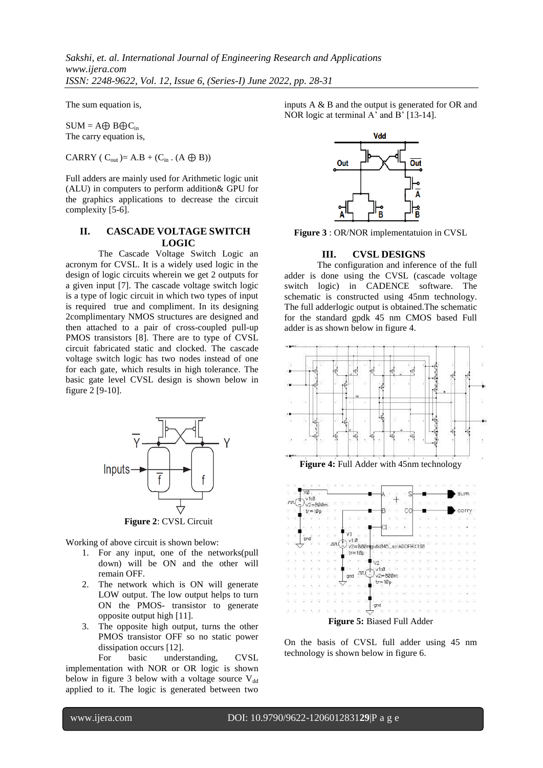The sum equation is,

$SUM = A \oplus B \oplus C_{in}$

The carry equation is,

$CARRY\ (C_{out}) = A.B + (C_{in}\ .\ (A \oplus B))$

Full adders are mainly used for Arithmetic logic unit (ALU) in computers to perform addition& GPU for the graphics applications to decrease the circuit complexity [5-6].

## II. CASCADE VOLTAGE SWITCH LOGIC

The Cascade Voltage Switch Logic an acronym for CVSL. It is a widely used logic in the design of logic circuits wherein we get 2 outputs for a given input [7]. The cascade voltage switch logic is a type of logic circuit in which two types of input is required true and compliment. In its designing 2complimentary NMOS structures are designed and then attached to a pair of cross-coupled pull-up PMOS transistors [8]. There are to type of CVSL circuit fabricated static and clocked. The cascade voltage switch logic has two nodes instead of one for each gate, which results in high tolerance. The basic gate level CVSL design is shown below in figure 2 [9-10].

**Figure 2**: CVSL Circuit

Working of above circuit is shown below:

1. For any input, one of the networks(pull down) will be ON and the other will remain OFF.
2. The network which is ON will generate LOW output. The low output helps to turn ON the PMOS- transistor to generate opposite output high [11].
3. The opposite high output, turns the other PMOS transistor OFF so no static power dissipation occurs [12].

For basic understanding, CVSL implementation with NOR or OR logic is shown below in figure 3 below with a voltage source $V_{dd}$ applied to it. The logic is generated between two inputs A & B and the output is generated for OR and NOR logic at terminal A' and B' [13-14].

**Figure 3** : OR/NOR implementatuion in CVSL

## III. CVSL DESIGNS

The configuration and inference of the full adder is done using the CVSL (cascade voltage switch logic) in CADENCE software. The schematic is constructed using 45nm technology. The full adderlogic output is obtained.The schematic for the standard gpdk 45 nm CMOS based Full adder is as shown below in figure 4.

**Figure 4:** Full Adder with 45nm technology

**Figure 5:** Biased Full Adder

On the basis of CVSL full adder using 45 nm technology is shown below in figure 6.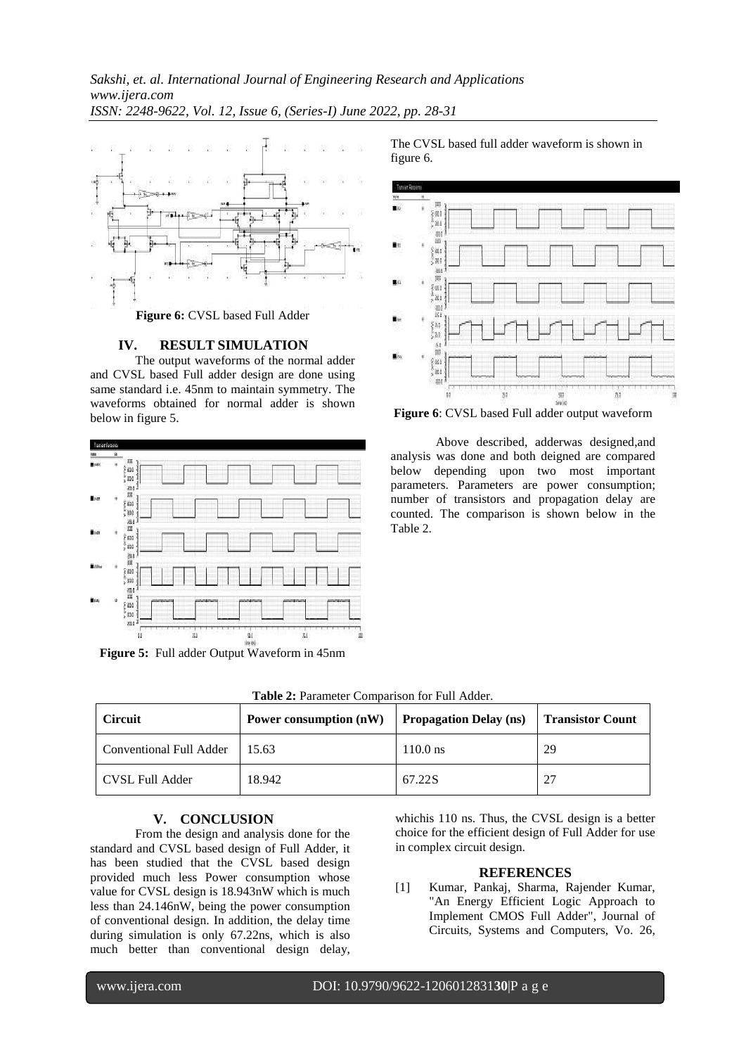**Figure 6:** CVSL based Full Adder

## IV. RESULT SIMULATION

The output waveforms of the normal adder and CVSL based Full adder design are done using same standard i.e. 45nm to maintain symmetry. The waveforms obtained for normal adder is shown below in figure 5.

**Figure 5:** Full adder Output Waveform in 45nm

The CVSL based full adder waveform is shown in figure 6.

**Figure 6**: CVSL based Full adder output waveform

Above described, adderwas designed,and analysis was done and both deigned are compared below depending upon two most important parameters. Parameters are power consumption; number of transistors and propagation delay are counted. The comparison is shown below in the Table 2.

**Table 2:** Parameter Comparison for Full Adder.

| Circuit | Power consumption (nW) | Propagation Delay (ns) | Transistor Count |
|---|---|---|---|
| Conventional Full Adder | 15.63 | 110.0 ns | 29 |
| CVSL Full Adder | 18.942 | 67.22S | 27 |

## V. CONCLUSION

From the design and analysis done for the standard and CVSL based design of Full Adder, it has been studied that the CVSL based design provided much less Power consumption whose value for CVSL design is 18.943nW which is much less than 24.146nW, being the power consumption of conventional design. In addition, the delay time during simulation is only 67.22ns, which is also much better than conventional design delay, whichis 110 ns. Thus, the CVSL design is a better choice for the efficient design of Full Adder for use in complex circuit design.

## REFERENCES

[1] Kumar, Pankaj, Sharma, Rajender Kumar, "An Energy Efficient Logic Approach to Implement CMOS Full Adder", Journal of Circuits, Systems and Computers, Vo. 26,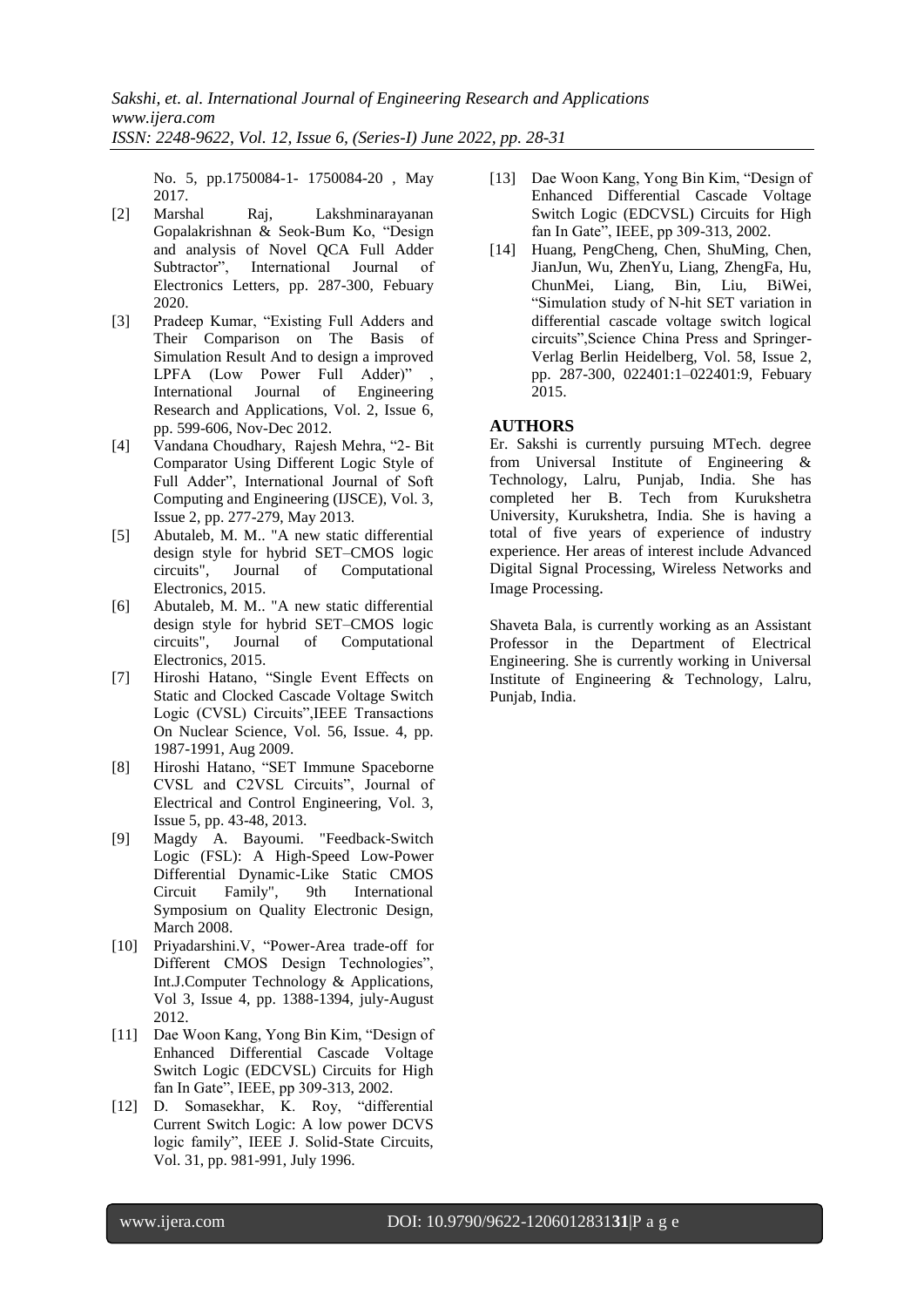No. 5, pp.1750084-1- 1750084-20 , May 2017.

[2] Marshal Raj, Lakshminarayanan Gopalakrishnan & Seok-Bum Ko, "Design and analysis of Novel QCA Full Adder Subtractor", International Journal of Electronics Letters, pp. 287-300, Febuary 2020.

[3] Pradeep Kumar, "Existing Full Adders and Their Comparison on The Basis of Simulation Result And to design a improved LPFA (Low Power Full Adder)" , International Journal of Engineering Research and Applications, Vol. 2, Issue 6, pp. 599-606, Nov-Dec 2012.

[4] Vandana Choudhary, Rajesh Mehra, "2- Bit Comparator Using Different Logic Style of Full Adder", International Journal of Soft Computing and Engineering (IJSCE), Vol. 3, Issue 2, pp. 277-279, May 2013.

[5] Abutaleb, M. M.. "A new static differential design style for hybrid SET–CMOS logic circuits", Journal of Computational Electronics, 2015.

[6] Abutaleb, M. M.. "A new static differential design style for hybrid SET–CMOS logic circuits", Journal of Computational Electronics, 2015.

[7] Hiroshi Hatano, "Single Event Effects on Static and Clocked Cascade Voltage Switch Logic (CVSL) Circuits",IEEE Transactions On Nuclear Science, Vol. 56, Issue. 4, pp. 1987-1991, Aug 2009.

[8] Hiroshi Hatano, "SET Immune Spaceborne CVSL and C2VSL Circuits", Journal of Electrical and Control Engineering, Vol. 3, Issue 5, pp. 43-48, 2013.

[9] Magdy A. Bayoumi. "Feedback-Switch Logic (FSL): A High-Speed Low-Power Differential Dynamic-Like Static CMOS Circuit Family", 9th International Symposium on Quality Electronic Design, March 2008.

[10] Priyadarshini.V, "Power-Area trade-off for Different CMOS Design Technologies", Int.J.Computer Technology & Applications, Vol 3, Issue 4, pp. 1388-1394, july-August 2012.

[11] Dae Woon Kang, Yong Bin Kim, "Design of Enhanced Differential Cascade Voltage Switch Logic (EDCVSL) Circuits for High fan In Gate", IEEE, pp 309-313, 2002.

[12] D. Somasekhar, K. Roy, "differential Current Switch Logic: A low power DCVS logic family", IEEE J. Solid-State Circuits, Vol. 31, pp. 981-991, July 1996.

[13] Dae Woon Kang, Yong Bin Kim, "Design of Enhanced Differential Cascade Voltage Switch Logic (EDCVSL) Circuits for High fan In Gate", IEEE, pp 309-313, 2002.

[14] Huang, PengCheng, Chen, ShuMing, Chen, JianJun, Wu, ZhenYu, Liang, ZhengFa, Hu, ChunMei, Liang, Bin, Liu, BiWei, "Simulation study of N-hit SET variation in differential cascade voltage switch logical circuits",Science China Press and Springer-Verlag Berlin Heidelberg, Vol. 58, Issue 2, pp. 287-300, 022401:1–022401:9, Febuary 2015.

## AUTHORS

Er. Sakshi is currently pursuing MTech. degree from Universal Institute of Engineering & Technology, Lalru, Punjab, India. She has completed her B. Tech from Kurukshetra University, Kurukshetra, India. She is having a total of five years of experience of industry experience. Her areas of interest include Advanced Digital Signal Processing, Wireless Networks and Image Processing.

Shaveta Bala, is currently working as an Assistant Professor in the Department of Electrical Engineering. She is currently working in Universal Institute of Engineering & Technology, Lalru, Punjab, India.